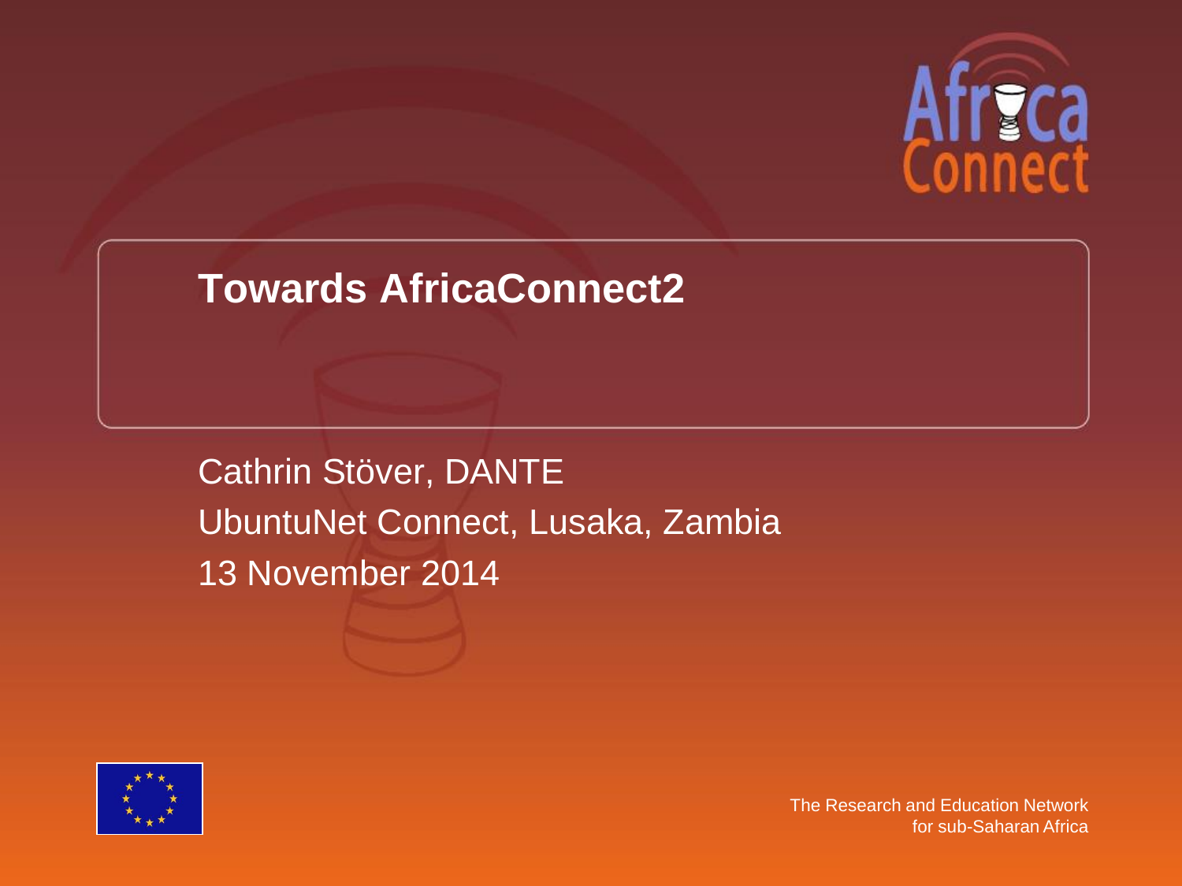# Towards AfricaConnect2

Cathrin Stöver, DANTE

UbuntuNet Connect, Lusaka, Zambia

13 November 2014

The Research and Education Network for sub-Saharan Africa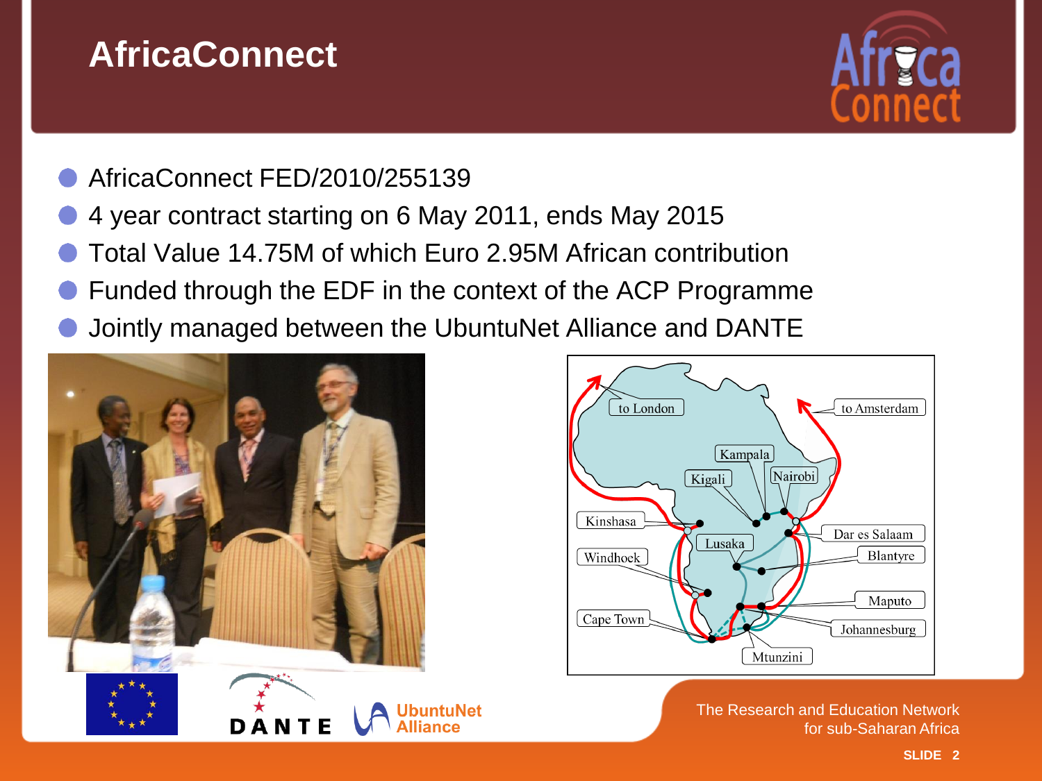# AfricaConnect

- AfricaConnect FED/2010/255139
- 4 year contract starting on 6 May 2011, ends May 2015
- Total Value 14.75M of which Euro 2.95M African contribution
- Funded through the EDF in the context of the ACP Programme
- Jointly managed between the UbuntuNet Alliance and DANTE

The Research and Education Network for sub-Saharan Africa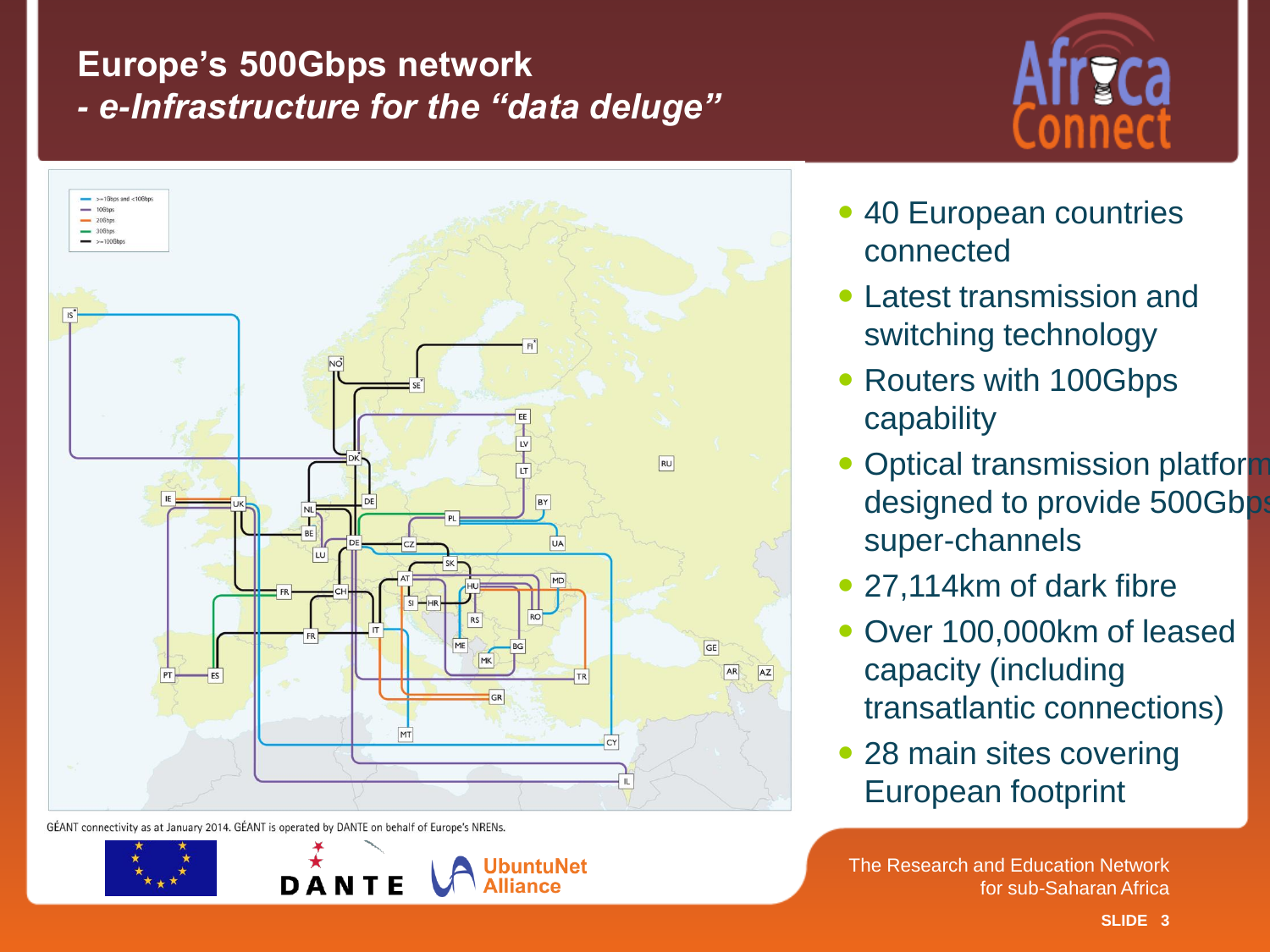# Europe's 500Gbps network

## *- e-Infrastructure for the "data deluge"*

- 40 European countries connected
- Latest transmission and switching technology
- Routers with 100Gbps capability
- Optical transmission platform designed to provide 500Gbps super-channels
- 27,114km of dark fibre
- Over 100,000km of leased capacity (including transatlantic connections)
- 28 main sites covering European footprint

GÉANT connectivity as at January 2014. GÉANT is operated by DANTE on behalf of Europe's NRENs.

The Research and Education Network for sub-Saharan Africa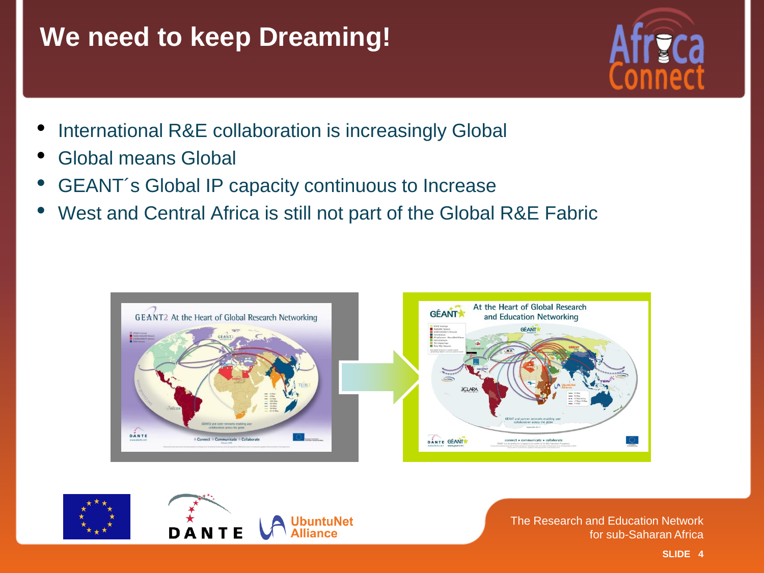# We need to keep Dreaming!

- International R&E collaboration is increasingly Global
- Global means Global
- GEANT´s Global IP capacity continuous to Increase
- West and Central Africa is still not part of the Global R&E Fabric

The Research and Education Network for sub-Saharan Africa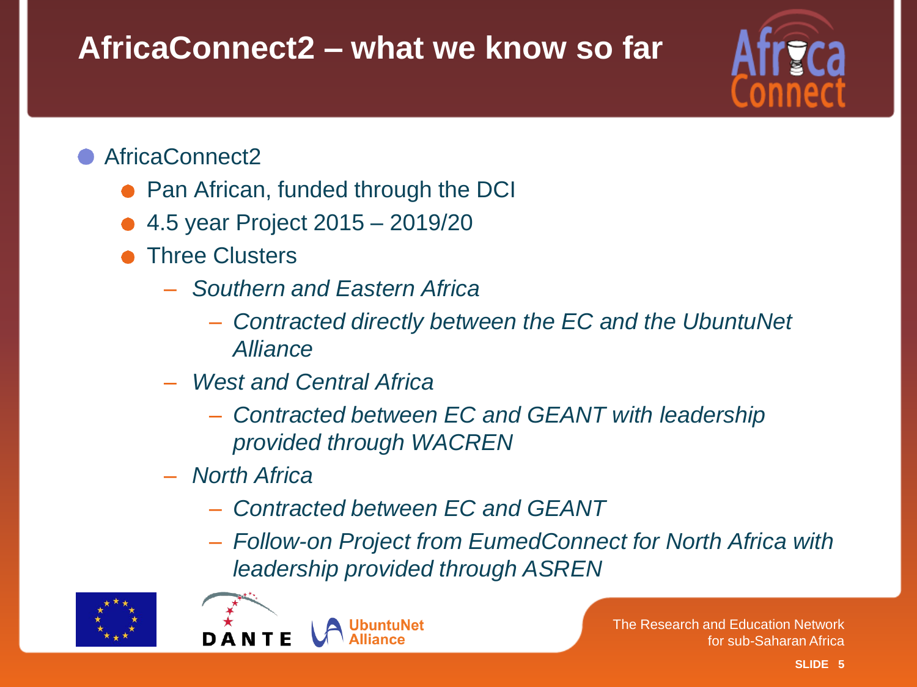# AfricaConnect2 – what we know so far

- AfricaConnect2
  - Pan African, funded through the DCI
  - 4.5 year Project 2015 – 2019/20
  - Three Clusters
    - *Southern and Eastern Africa*
      - *Contracted directly between the EC and the UbuntuNet Alliance*
    - *West and Central Africa*
      - *Contracted between EC and GEANT with leadership provided through WACREN*
    - *North Africa*
      - *Contracted between EC and GEANT*
      - *Follow-on Project from EumedConnect for North Africa with leadership provided through ASREN*

The Research and Education Network for sub-Saharan Africa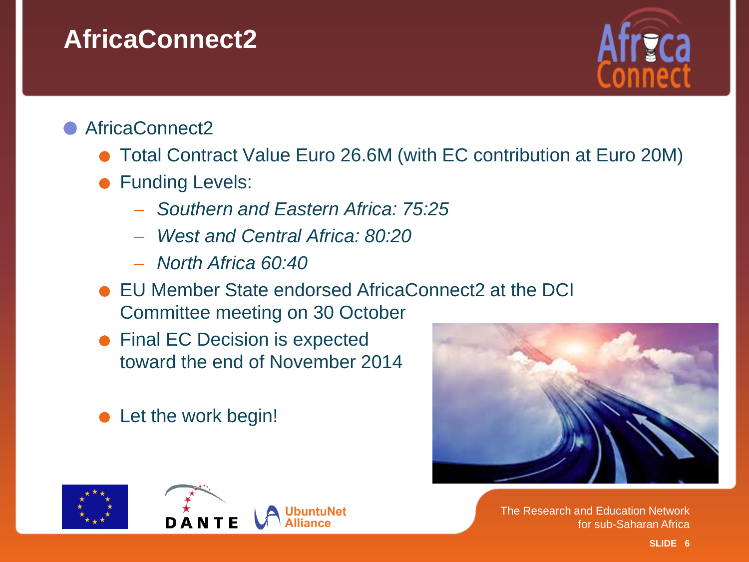# AfricaConnect2

- AfricaConnect2
  - Total Contract Value Euro 26.6M (with EC contribution at Euro 20M)
  - Funding Levels:
    - *Southern and Eastern Africa: 75:25*
    - *West and Central Africa: 80:20*
    - *North Africa 60:40*
  - EU Member State endorsed AfricaConnect2 at the DCI Committee meeting on 30 October
  - Final EC Decision is expected toward the end of November 2014
  - Let the work begin!

The Research and Education Network for sub-Saharan Africa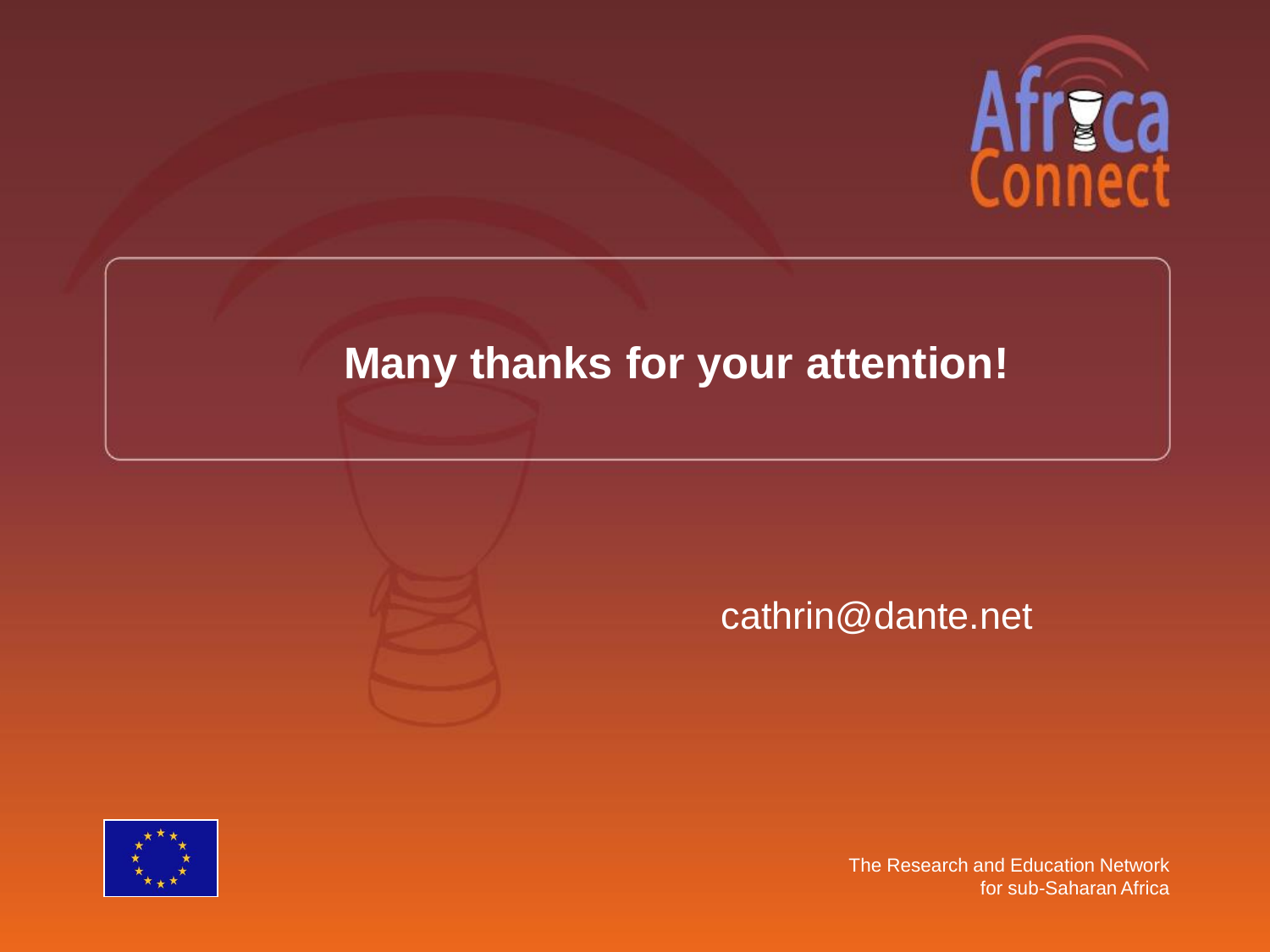Africa Connect

# Many thanks for your attention!

cathrin@dante.net

The Research and Education Network
for sub-Saharan Africa